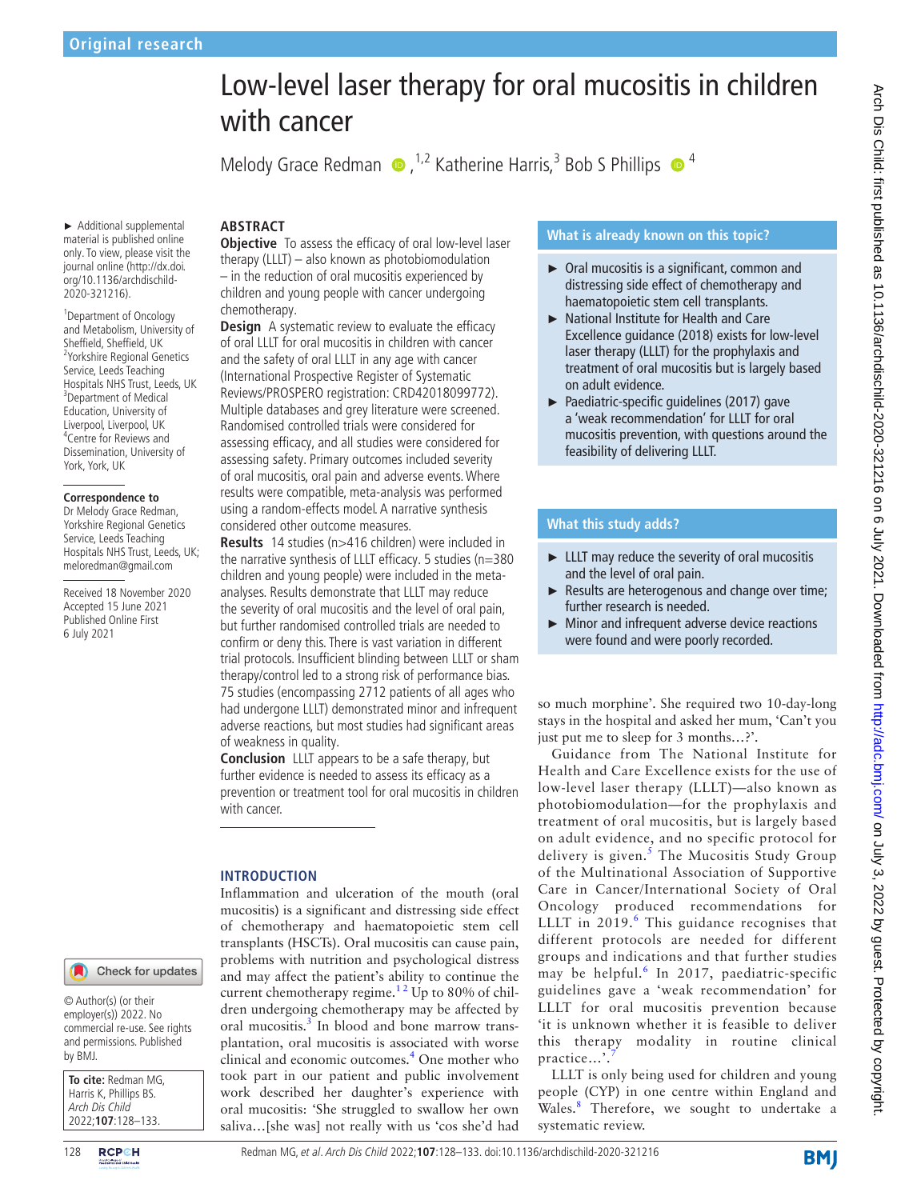Original research

# Low-level laser therapy for oral mucositis in children with cancer

Melody Grace Redman [1,2], Katherine Harris [3], Bob S Phillips [4]

► Additional supplemental material is published online only. To view, please visit the journal online (http://dx.doi.org/10.1136/archdischild-2020-321216).

[1]Department of Oncology and Metabolism, University of Sheffield, Sheffield, UK
[2]Yorkshire Regional Genetics Service, Leeds Teaching Hospitals NHS Trust, Leeds, UK
[3]Department of Medical Education, University of Liverpool, Liverpool, UK
[4]Centre for Reviews and Dissemination, University of York, York, UK

**Correspondence to**
Dr Melody Grace Redman, Yorkshire Regional Genetics Service, Leeds Teaching Hospitals NHS Trust, Leeds, UK; meloredman@gmail.com

Received 18 November 2020
Accepted 15 June 2021
Published Online First 6 July 2021

## ABSTRACT

**Objective** To assess the efficacy of oral low-level laser therapy (LLLT) – also known as photobiomodulation – in the reduction of oral mucositis experienced by children and young people with cancer undergoing chemotherapy.

**Design** A systematic review to evaluate the efficacy of oral LLLT for oral mucositis in children with cancer and the safety of oral LLLT in any age with cancer (International Prospective Register of Systematic Reviews/PROSPERO registration: CRD42018099772). Multiple databases and grey literature were screened. Randomised controlled trials were considered for assessing efficacy, and all studies were considered for assessing safety. Primary outcomes included severity of oral mucositis, oral pain and adverse events. Where results were compatible, meta-analysis was performed using a random-effects model. A narrative synthesis considered other outcome measures.

**Results** 14 studies (n>416 children) were included in the narrative synthesis of LLLT efficacy. 5 studies (n=380 children and young people) were included in the meta-analyses. Results demonstrate that LLLT may reduce the severity of oral mucositis and the level of oral pain, but further randomised controlled trials are needed to confirm or deny this. There is vast variation in different trial protocols. Insufficient blinding between LLLT or sham therapy/control led to a strong risk of performance bias. 75 studies (encompassing 2712 patients of all ages who had undergone LLLT) demonstrated minor and infrequent adverse reactions, but most studies had significant areas of weakness in quality.

**Conclusion** LLLT appears to be a safe therapy, but further evidence is needed to assess its efficacy as a prevention or treatment tool for oral mucositis in children with cancer.

## What is already known on this topic?

- ► Oral mucositis is a significant, common and distressing side effect of chemotherapy and haematopoietic stem cell transplants.
- ► National Institute for Health and Care Excellence guidance (2018) exists for low-level laser therapy (LLLT) for the prophylaxis and treatment of oral mucositis but is largely based on adult evidence.
- ► Paediatric-specific guidelines (2017) gave a 'weak recommendation' for LLLT for oral mucositis prevention, with questions around the feasibility of delivering LLLT.

## What this study adds?

- ► LLLT may reduce the severity of oral mucositis and the level of oral pain.
- ► Results are heterogenous and change over time; further research is needed.
- ► Minor and infrequent adverse device reactions were found and were poorly recorded.

## INTRODUCTION

Inflammation and ulceration of the mouth (oral mucositis) is a significant and distressing side effect of chemotherapy and haematopoietic stem cell transplants (HSCTs). Oral mucositis can cause pain, problems with nutrition and psychological distress and may affect the patient's ability to continue the current chemotherapy regime.[1 2] Up to 80% of children undergoing chemotherapy may be affected by oral mucositis.[3] In blood and bone marrow transplantation, oral mucositis is associated with worse clinical and economic outcomes.[4] One mother who took part in our patient and public involvement work described her daughter's experience with oral mucositis: 'She struggled to swallow her own saliva…[she was] not really with us 'cos she'd had so much morphine'. She required two 10-day-long stays in the hospital and asked her mum, 'Can't you just put me to sleep for 3 months…?'.

Guidance from The National Institute for Health and Care Excellence exists for the use of low-level laser therapy (LLLT)—also known as photobiomodulation—for the prophylaxis and treatment of oral mucositis, but is largely based on adult evidence, and no specific protocol for delivery is given.[5] The Mucositis Study Group of the Multinational Association of Supportive Care in Cancer/International Society of Oral Oncology produced recommendations for LLLT in 2019.[6] This guidance recognises that different protocols are needed for different groups and indications and that further studies may be helpful.[6] In 2017, paediatric-specific guidelines gave a 'weak recommendation' for LLLT for oral mucositis prevention because 'it is unknown whether it is feasible to deliver this therapy modality in routine clinical practice…'.[7]

LLLT is only being used for children and young people (CYP) in one centre within England and Wales.[8] Therefore, we sought to undertake a systematic review.

© Author(s) (or their employer(s)) 2022. No commercial re-use. See rights and permissions. Published by BMJ.

**To cite:** Redman MG, Harris K, Phillips BS. *Arch Dis Child* 2022;**107**:128–133.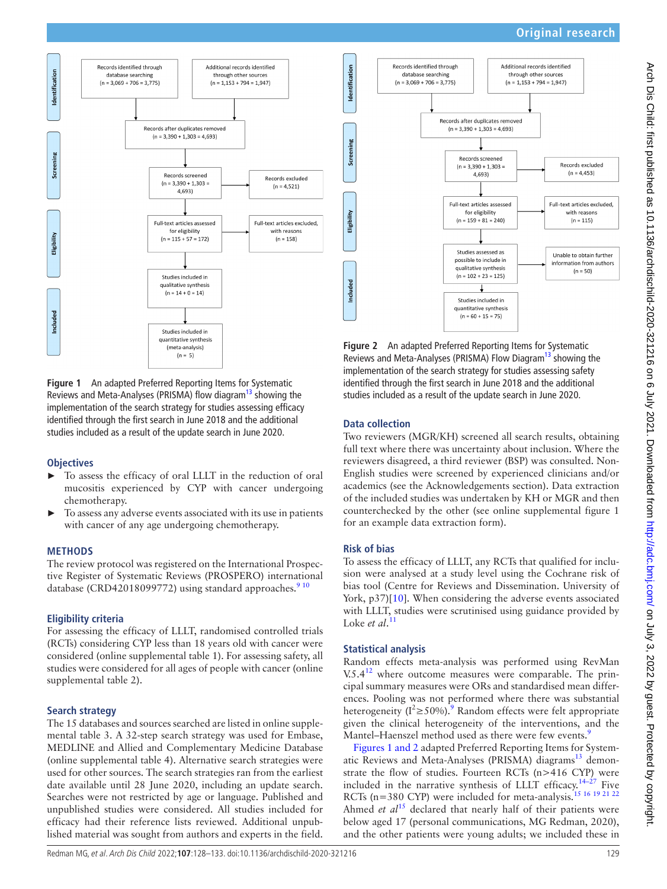Records identified through database searching (n = 3,069 + 706 = 3,775)

Additional records identified through other sources (n = 1,153 + 794 = 1,947)

Records after duplicates removed (n = 3,390 + 1,303 = 4,693)

Records screened (n = 3,390 + 1,303 = 4,693)

Records excluded (n = 4,521)

Full-text articles assessed for eligibility (n = 115 + 57 = 172)

Full-text articles excluded, with reasons (n = 158)

Studies included in qualitative synthesis (n = 14 + 0 = 14)

Studies included in quantitative synthesis (meta-analysis) (n = 5)

Identification / Screening / Eligibility / Included

**Figure 1** An adapted Preferred Reporting Items for Systematic Reviews and Meta-Analyses (PRISMA) flow diagram[13] showing the implementation of the search strategy for studies assessing efficacy identified through the first search in June 2018 and the additional studies included as a result of the update search in June 2020.

## Objectives

- To assess the efficacy of oral LLLT in the reduction of oral mucositis experienced by CYP with cancer undergoing chemotherapy.
- To assess any adverse events associated with its use in patients with cancer of any age undergoing chemotherapy.

## METHODS

The review protocol was registered on the International Prospective Register of Systematic Reviews (PROSPERO) international database (CRD42018099772) using standard approaches.[9 10]

## Eligibility criteria

For assessing the efficacy of LLLT, randomised controlled trials (RCTs) considering CYP less than 18 years old with cancer were considered (online supplemental table 1). For assessing safety, all studies were considered for all ages of people with cancer (online supplemental table 2).

## Search strategy

The 15 databases and sources searched are listed in online supplemental table 3. A 32-step search strategy was used for Embase, MEDLINE and Allied and Complementary Medicine Database (online supplemental table 4). Alternative search strategies were used for other sources. The search strategies ran from the earliest date available until 28 June 2020, including an update search. Searches were not restricted by age or language. Published and unpublished studies were considered. All studies included for efficacy had their reference lists reviewed. Additional unpublished material was sought from authors and experts in the field.

Records identified through database searching (n = 3,069 + 706 = 3,775)

Additional records identified through other sources (n = 1,153 + 794 = 1,947)

Records after duplicates removed (n = 3,390 + 1,303 = 4,693)

Records screened (n = 3,390 + 1,303 = 4,693)

Records excluded (n = 4,453)

Full-text articles assessed for eligibility (n = 159 + 81 = 240)

Full-text articles excluded, with reasons (n = 115)

Studies assessed as possible to include in qualitative synthesis (n = 102 + 23 = 125)

Unable to obtain further information from authors (n = 50)

Studies included in quantitative synthesis (n = 60 + 15 = 75)

Identification / Screening / Eligibility / Included

**Figure 2** An adapted Preferred Reporting Items for Systematic Reviews and Meta-Analyses (PRISMA) Flow Diagram[13] showing the implementation of the search strategy for studies assessing safety identified through the first search in June 2018 and the additional studies included as a result of the update search in June 2020.

## Data collection

Two reviewers (MGR/KH) screened all search results, obtaining full text where there was uncertainty about inclusion. Where the reviewers disagreed, a third reviewer (BSP) was consulted. Non-English studies were screened by experienced clinicians and/or academics (see the Acknowledgements section). Data extraction of the included studies was undertaken by KH or MGR and then counterchecked by the other (see online supplemental figure 1 for an example data extraction form).

## Risk of bias

To assess the efficacy of LLLT, any RCTs that qualified for inclusion were analysed at a study level using the Cochrane risk of bias tool (Centre for Reviews and Dissemination. University of York, p37)[10]. When considering the adverse events associated with LLLT, studies were scrutinised using guidance provided by Loke *et al*.[11]

## Statistical analysis

Random effects meta-analysis was performed using RevMan V.5.4[12] where outcome measures were comparable. The principal summary measures were ORs and standardised mean differences. Pooling was not performed where there was substantial heterogeneity ($I^2 \geq 50\%$).[9] Random effects were felt appropriate given the clinical heterogeneity of the interventions, and the Mantel–Haenszel method used as there were few events.[9]

Figures 1 and 2 adapted Preferred Reporting Items for Systematic Reviews and Meta-Analyses (PRISMA) diagrams[13] demonstrate the flow of studies. Fourteen RCTs (n>416 CYP) were included in the narrative synthesis of LLLT efficacy.[14–27] Five RCTs (n=380 CYP) were included for meta-analysis.[15 16 19 21 22] Ahmed *et al*[15] declared that nearly half of their patients were below aged 17 (personal communications, MG Redman, 2020), and the other patients were young adults; we included these in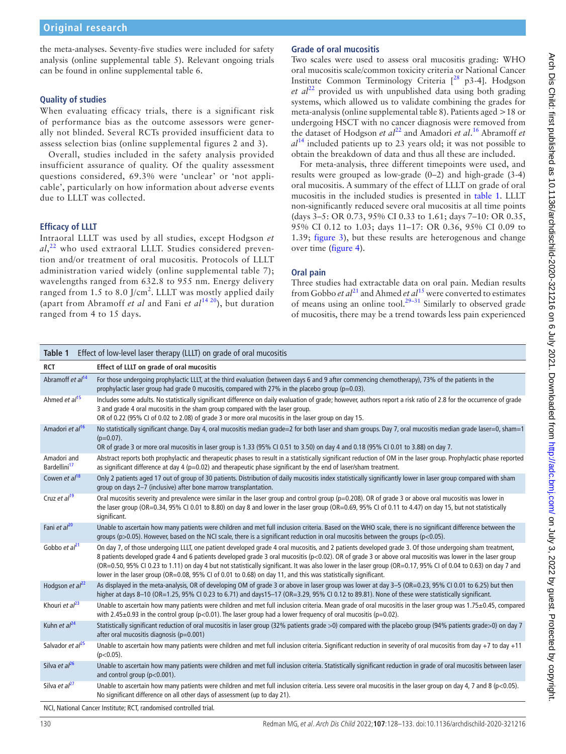the meta-analyses. Seventy-five studies were included for safety analysis (online supplemental table 5). Relevant ongoing trials can be found in online supplemental table 6.

### Quality of studies

When evaluating efficacy trials, there is a significant risk of performance bias as the outcome assessors were generally not blinded. Several RCTs provided insufficient data to assess selection bias (online supplemental figures 2 and 3).

Overall, studies included in the safety analysis provided insufficient assurance of quality. Of the quality assessment questions considered, 69.3% were 'unclear' or 'not applicable', particularly on how information about adverse events due to LLLT was collected.

### Efficacy of LLLT

Intraoral LLLT was used by all studies, except Hodgson *et al*,[22] who used extraoral LLLT. Studies considered prevention and/or treatment of oral mucositis. Protocols of LLLT administration varied widely (online supplemental table 7); wavelengths ranged from 632.8 to 955 nm. Energy delivery ranged from 1.5 to 8.0 J/cm$^2$. LLLT was mostly applied daily (apart from Abramoff *et al* and Fani *et al*[14 20]), but duration ranged from 4 to 15 days.

### Grade of oral mucositis

Two scales were used to assess oral mucositis grading: WHO oral mucositis scale/common toxicity criteria or National Cancer Institute Common Terminology Criteria [[28] p3-4]. Hodgson *et al*[22] provided us with unpublished data using both grading systems, which allowed us to validate combining the grades for meta-analysis (online supplemental table 8). Patients aged >18 or undergoing HSCT with no cancer diagnosis were removed from the dataset of Hodgson *et al*[22] and Amadori *et al*.[16] Abramoff *et al*[14] included patients up to 23 years old; it was not possible to obtain the breakdown of data and thus all these are included.

For meta-analysis, three different timepoints were used, and results were grouped as low-grade (0–2) and high-grade (3-4) oral mucositis. A summary of the effect of LLLT on grade of oral mucositis in the included studies is presented in table 1. LLLT non-significantly reduced severe oral mucositis at all time points (days 3–5: OR 0.73, 95% CI 0.33 to 1.61; days 7–10: OR 0.35, 95% CI 0.12 to 1.03; days 11–17: OR 0.36, 95% CI 0.09 to 1.39; figure 3), but these results are heterogenous and change over time (figure 4).

### Oral pain

Three studies had extractable data on oral pain. Median results from Gobbo *et al*[21] and Ahmed *et al*[15] were converted to estimates of means using an online tool.[29–31] Similarly to observed grade of mucositis, there may be a trend towards less pain experienced

**Table 1** Effect of low-level laser therapy (LLLT) on grade of oral mucositis

| RCT | Effect of LLLT on grade of oral mucositis |
|---|---|
| Abramoff *et al*[14] | For those undergoing prophylactic LLLT, at the third evaluation (between days 6 and 9 after commencing chemotherapy), 73% of the patients in the prophylactic laser group had grade 0 mucositis, compared with 27% in the placebo group (p=0.03). |
| Ahmed *et al*[15] | Includes some adults. No statistically significant difference on daily evaluation of grade; however, authors report a risk ratio of 2.8 for the occurrence of grade 3 and grade 4 oral mucositis in the sham group compared with the laser group.<br>OR of 0.22 (95% CI of 0.02 to 2.08) of grade 3 or more oral mucositis in the laser group on day 15. |
| Amadori *et al*[16] | No statistically significant change. Day 4, oral mucositis median grade=2 for both laser and sham groups. Day 7, oral mucositis median grade laser=0, sham=1 (p=0.07).<br>OR of grade 3 or more oral mucositis in laser group is 1.33 (95% CI 0.51 to 3.50) on day 4 and 0.18 (95% CI 0.01 to 3.88) on day 7. |
| Amadori and Bardellini[17] | Abstract reports both prophylactic and therapeutic phases to result in a statistically significant reduction of OM in the laser group. Prophylactic phase reported as significant difference at day 4 (p=0.02) and therapeutic phase significant by the end of laser/sham treatment. |
| Cowen *et al*[18] | Only 2 patients aged 17 out of group of 30 patients. Distribution of daily mucositis index statistically significantly lower in laser group compared with sham group on days 2–7 (inclusive) after bone marrow transplantation. |
| Cruz *et al*[19] | Oral mucositis severity and prevalence were similar in the laser group and control group (p=0.208). OR of grade 3 or above oral mucositis was lower in the laser group (OR=0.34, 95% CI 0.01 to 8.80) on day 8 and lower in the laser group (OR=0.69, 95% CI of 0.11 to 4.47) on day 15, but not statistically significant. |
| Fani *et al*[20] | Unable to ascertain how many patients were children and met full inclusion criteria. Based on the WHO scale, there is no significant difference between the groups (p>0.05). However, based on the NCI scale, there is a significant reduction in oral mucositis between the groups (p<0.05). |
| Gobbo *et al*[21] | On day 7, of those undergoing LLLT, one patient developed grade 4 oral mucositis, and 2 patients developed grade 3. Of those undergoing sham treatment, 8 patients developed grade 4 and 6 patients developed grade 3 oral mucositis (p<0.02). OR of grade 3 or above oral mucositis was lower in the laser group (OR=0.50, 95% CI 0.23 to 1.11) on day 4 but not statistically significant. It was also lower in the laser group (OR=0.17, 95% CI of 0.04 to 0.63) on day 7 and lower in the laser group (OR=0.08, 95% CI of 0.01 to 0.68) on day 11, and this was statistically significant. |
| Hodgson *et al*[22] | As displayed in the meta-analysis, OR of developing OM of grade 3 or above in laser group was lower at day 3–5 (OR=0.23, 95% CI 0.01 to 6.25) but then higher at days 8–10 (OR=1.25, 95% CI 0.23 to 6.71) and days15–17 (OR=3.29, 95% CI 0.12 to 89.81). None of these were statistically significant. |
| Khouri *et al*[23] | Unable to ascertain how many patients were children and met full inclusion criteria. Mean grade of oral mucositis in the laser group was 1.75±0.45, compared with 2.45±0.93 in the control group (p<0.01). The laser group had a lower frequency of oral mucositis (p=0.02). |
| Kuhn *et al*[24] | Statistically significant reduction of oral mucositis in laser group (32% patients grade >0) compared with the placebo group (94% patients grade>0) on day 7 after oral mucositis diagnosis (p=0.001) |
| Salvador *et al*[25] | Unable to ascertain how many patients were children and met full inclusion criteria. Significant reduction in severity of oral mucositis from day +7 to day +11 (p<0.05). |
| Silva *et al*[26] | Unable to ascertain how many patients were children and met full inclusion criteria. Statistically significant reduction in grade of oral mucositis between laser and control group (p<0.001). |
| Silva *et al*[27] | Unable to ascertain how many patients were children and met full inclusion criteria. Less severe oral mucositis in the laser group on day 4, 7 and 8 (p<0.05). No significant difference on all other days of assessment (up to day 21). |

NCI, National Cancer Institute; RCT, randomised controlled trial.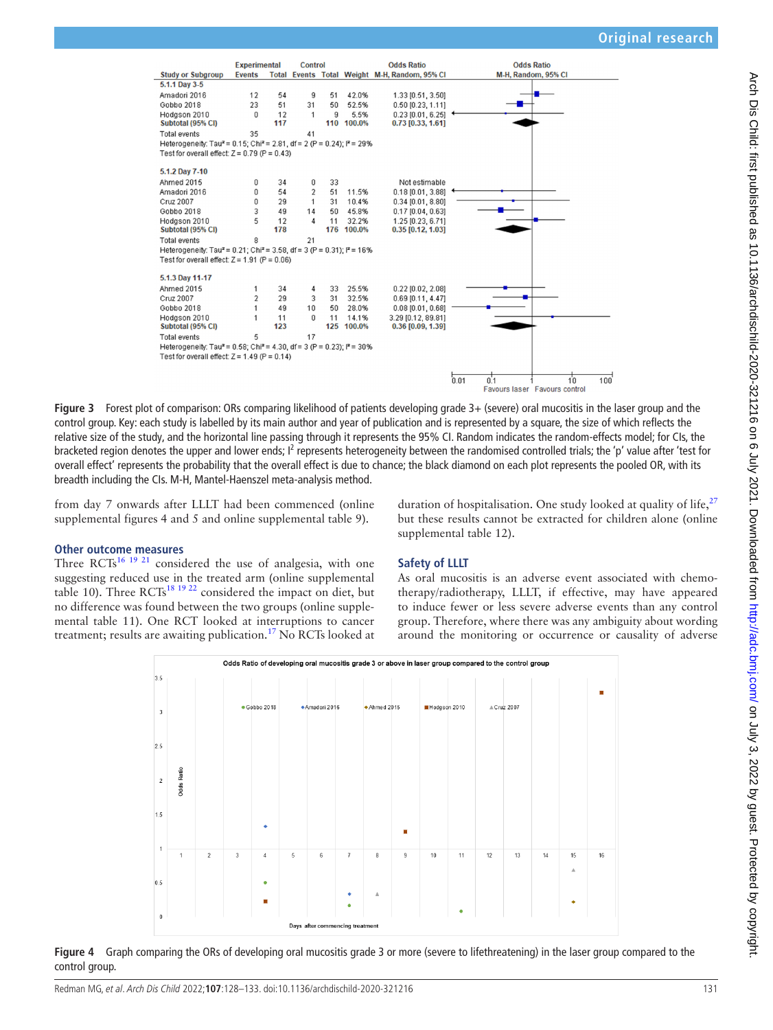| Study or Subgroup | Experimental Events | Experimental Total | Control Events | Control Total | Weight | Odds Ratio M-H, Random, 95% CI |
|---|---|---|---|---|---|---|
| **5.1.1 Day 3-5** | | | | | | |
| Amadori 2016 | 12 | 54 | 9 | 51 | 42.0% | 1.33 [0.51, 3.50] |
| Gobbo 2018 | 23 | 51 | 31 | 50 | 52.5% | 0.50 [0.23, 1.11] |
| Hodgson 2010 | 0 | 12 | 1 | 9 | 5.5% | 0.23 [0.01, 6.25] |
| **Subtotal (95% CI)** | | **117** | | **110** | **100.0%** | **0.73 [0.33, 1.61]** |
| Total events | 35 | | 41 | | | |
| Heterogeneity: Tau² = 0.15; Chi² = 2.81, df = 2 (P = 0.24); I² = 29% | | | | | | |
| Test for overall effect: Z = 0.79 (P = 0.43) | | | | | | |
| **5.1.2 Day 7-10** | | | | | | |
| Ahmed 2015 | 0 | 34 | 0 | 33 | | Not estimable |
| Amadori 2016 | 0 | 54 | 2 | 51 | 11.5% | 0.18 [0.01, 3.88] |
| Cruz 2007 | 0 | 29 | 1 | 31 | 10.4% | 0.34 [0.01, 8.80] |
| Gobbo 2018 | 3 | 49 | 14 | 50 | 45.8% | 0.17 [0.04, 0.63] |
| Hodgson 2010 | 5 | 12 | 4 | 11 | 32.2% | 1.25 [0.23, 6.71] |
| **Subtotal (95% CI)** | | **178** | | **176** | **100.0%** | **0.35 [0.12, 1.03]** |
| Total events | 8 | | 21 | | | |
| Heterogeneity: Tau² = 0.21; Chi² = 3.58, df = 3 (P = 0.31); I² = 16% | | | | | | |
| Test for overall effect: Z = 1.91 (P = 0.06) | | | | | | |
| **5.1.3 Day 11-17** | | | | | | |
| Ahmed 2015 | 1 | 34 | 4 | 33 | 25.5% | 0.22 [0.02, 2.08] |
| Cruz 2007 | 2 | 29 | 3 | 31 | 32.5% | 0.69 [0.11, 4.47] |
| Gobbo 2018 | 1 | 49 | 10 | 50 | 28.0% | 0.08 [0.01, 0.68] |
| Hodgson 2010 | 1 | 11 | 0 | 11 | 14.1% | 3.29 [0.12, 89.81] |
| **Subtotal (95% CI)** | | **123** | | **125** | **100.0%** | **0.36 [0.09, 1.39]** |
| Total events | 5 | | 17 | | | |
| Heterogeneity: Tau² = 0.58; Chi² = 4.30, df = 3 (P = 0.23); I² = 30% | | | | | | |
| Test for overall effect: Z = 1.49 (P = 0.14) | | | | | | |

**Figure 3** Forest plot of comparison: ORs comparing likelihood of patients developing grade 3+ (severe) oral mucositis in the laser group and the control group. Key: each study is labelled by its main author and year of publication and is represented by a square, the size of which reflects the relative size of the study, and the horizontal line passing through it represents the 95% CI. Random indicates the random-effects model; for CIs, the bracketed region denotes the upper and lower ends; I² represents heterogeneity between the randomised controlled trials; the 'p' value after 'test for overall effect' represents the probability that the overall effect is due to chance; the black diamond on each plot represents the pooled OR, with its breadth including the CIs. M-H, Mantel-Haenszel meta-analysis method.

from day 7 onwards after LLLT had been commenced (online supplemental figures 4 and 5 and online supplemental table 9).

### Other outcome measures

Three RCTs[16 19 21] considered the use of analgesia, with one suggesting reduced use in the treated arm (online supplemental table 10). Three RCTs[18 19 22] considered the impact on diet, but no difference was found between the two groups (online supplemental table 11). One RCT looked at interruptions to cancer treatment; results are awaiting publication.[17] No RCTs looked at duration of hospitalisation. One study looked at quality of life,[27] but these results cannot be extracted for children alone (online supplemental table 12).

### Safety of LLLT

As oral mucositis is an adverse event associated with chemotherapy/radiotherapy, LLLT, if effective, may have appeared to induce fewer or less severe adverse events than any control group. Therefore, where there was any ambiguity about wording around the monitoring or occurrence or causality of adverse

**Figure 4** Graph comparing the ORs of developing oral mucositis grade 3 or more (severe to lifethreatening) in the laser group compared to the control group.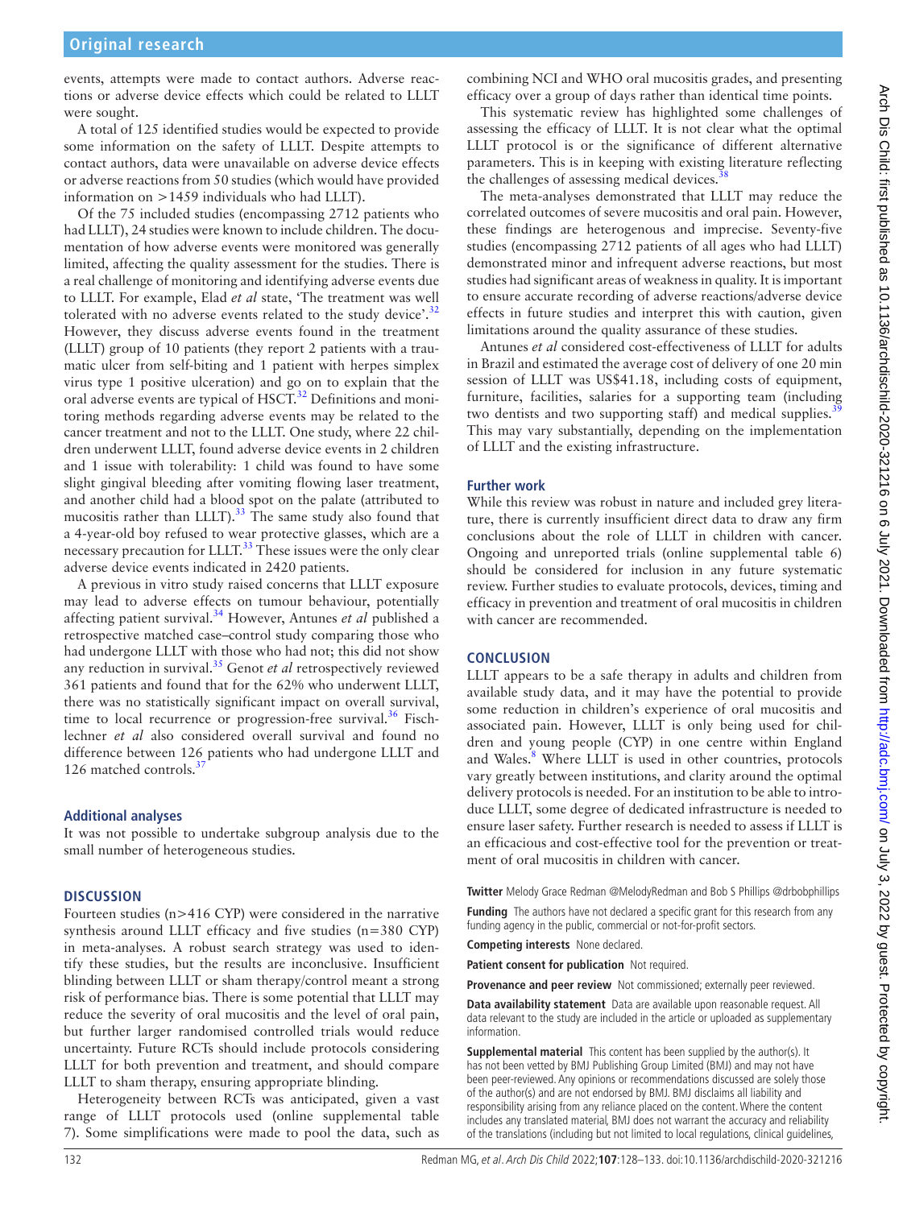events, attempts were made to contact authors. Adverse reactions or adverse device effects which could be related to LLLT were sought.

A total of 125 identified studies would be expected to provide some information on the safety of LLLT. Despite attempts to contact authors, data were unavailable on adverse device effects or adverse reactions from 50 studies (which would have provided information on >1459 individuals who had LLLT).

Of the 75 included studies (encompassing 2712 patients who had LLLT), 24 studies were known to include children. The documentation of how adverse events were monitored was generally limited, affecting the quality assessment for the studies. There is a real challenge of monitoring and identifying adverse events due to LLLT. For example, Elad *et al* state, 'The treatment was well tolerated with no adverse events related to the study device'.[32] However, they discuss adverse events found in the treatment (LLLT) group of 10 patients (they report 2 patients with a traumatic ulcer from self-biting and 1 patient with herpes simplex virus type 1 positive ulceration) and go on to explain that the oral adverse events are typical of HSCT.[32] Definitions and monitoring methods regarding adverse events may be related to the cancer treatment and not to the LLLT. One study, where 22 children underwent LLLT, found adverse device events in 2 children and 1 issue with tolerability: 1 child was found to have some slight gingival bleeding after vomiting flowing laser treatment, and another child had a blood spot on the palate (attributed to mucositis rather than LLLT).[33] The same study also found that a 4-year-old boy refused to wear protective glasses, which are a necessary precaution for LLLT.[33] These issues were the only clear adverse device events indicated in 2420 patients.

A previous in vitro study raised concerns that LLLT exposure may lead to adverse effects on tumour behaviour, potentially affecting patient survival.[34] However, Antunes *et al* published a retrospective matched case–control study comparing those who had undergone LLLT with those who had not; this did not show any reduction in survival.[35] Genot *et al* retrospectively reviewed 361 patients and found that for the 62% who underwent LLLT, there was no statistically significant impact on overall survival, time to local recurrence or progression-free survival.[36] Fischlechner *et al* also considered overall survival and found no difference between 126 patients who had undergone LLLT and 126 matched controls.[37]

### Additional analyses

It was not possible to undertake subgroup analysis due to the small number of heterogeneous studies.

## DISCUSSION

Fourteen studies (n>416 CYP) were considered in the narrative synthesis around LLLT efficacy and five studies (n=380 CYP) in meta-analyses. A robust search strategy was used to identify these studies, but the results are inconclusive. Insufficient blinding between LLLT or sham therapy/control meant a strong risk of performance bias. There is some potential that LLLT may reduce the severity of oral mucositis and the level of oral pain, but further larger randomised controlled trials would reduce uncertainty. Future RCTs should include protocols considering LLLT for both prevention and treatment, and should compare LLLT to sham therapy, ensuring appropriate blinding.

Heterogeneity between RCTs was anticipated, given a vast range of LLLT protocols used (online supplemental table 7). Some simplifications were made to pool the data, such as combining NCI and WHO oral mucositis grades, and presenting efficacy over a group of days rather than identical time points.

This systematic review has highlighted some challenges of assessing the efficacy of LLLT. It is not clear what the optimal LLLT protocol is or the significance of different alternative parameters. This is in keeping with existing literature reflecting the challenges of assessing medical devices.[38]

The meta-analyses demonstrated that LLLT may reduce the correlated outcomes of severe mucositis and oral pain. However, these findings are heterogenous and imprecise. Seventy-five studies (encompassing 2712 patients of all ages who had LLLT) demonstrated minor and infrequent adverse reactions, but most studies had significant areas of weakness in quality. It is important to ensure accurate recording of adverse reactions/adverse device effects in future studies and interpret this with caution, given limitations around the quality assurance of these studies.

Antunes *et al* considered cost-effectiveness of LLLT for adults in Brazil and estimated the average cost of delivery of one 20 min session of LLLT was US$41.18, including costs of equipment, furniture, facilities, salaries for a supporting team (including two dentists and two supporting staff) and medical supplies.[39] This may vary substantially, depending on the implementation of LLLT and the existing infrastructure.

### Further work

While this review was robust in nature and included grey literature, there is currently insufficient direct data to draw any firm conclusions about the role of LLLT in children with cancer. Ongoing and unreported trials (online supplemental table 6) should be considered for inclusion in any future systematic review. Further studies to evaluate protocols, devices, timing and efficacy in prevention and treatment of oral mucositis in children with cancer are recommended.

## CONCLUSION

LLLT appears to be a safe therapy in adults and children from available study data, and it may have the potential to provide some reduction in children's experience of oral mucositis and associated pain. However, LLLT is only being used for children and young people (CYP) in one centre within England and Wales.[8] Where LLLT is used in other countries, protocols vary greatly between institutions, and clarity around the optimal delivery protocols is needed. For an institution to be able to introduce LLLT, some degree of dedicated infrastructure is needed to ensure laser safety. Further research is needed to assess if LLLT is an efficacious and cost-effective tool for the prevention or treatment of oral mucositis in children with cancer.

**Twitter** Melody Grace Redman @MelodyRedman and Bob S Phillips @drbobphillips

**Funding** The authors have not declared a specific grant for this research from any funding agency in the public, commercial or not-for-profit sectors.

**Competing interests** None declared.

**Patient consent for publication** Not required.

**Provenance and peer review** Not commissioned; externally peer reviewed.

**Data availability statement** Data are available upon reasonable request. All data relevant to the study are included in the article or uploaded as supplementary information.

**Supplemental material** This content has been supplied by the author(s). It has not been vetted by BMJ Publishing Group Limited (BMJ) and may not have been peer-reviewed. Any opinions or recommendations discussed are solely those of the author(s) and are not endorsed by BMJ. BMJ disclaims all liability and responsibility arising from any reliance placed on the content. Where the content includes any translated material, BMJ does not warrant the accuracy and reliability of the translations (including but not limited to local regulations, clinical guidelines,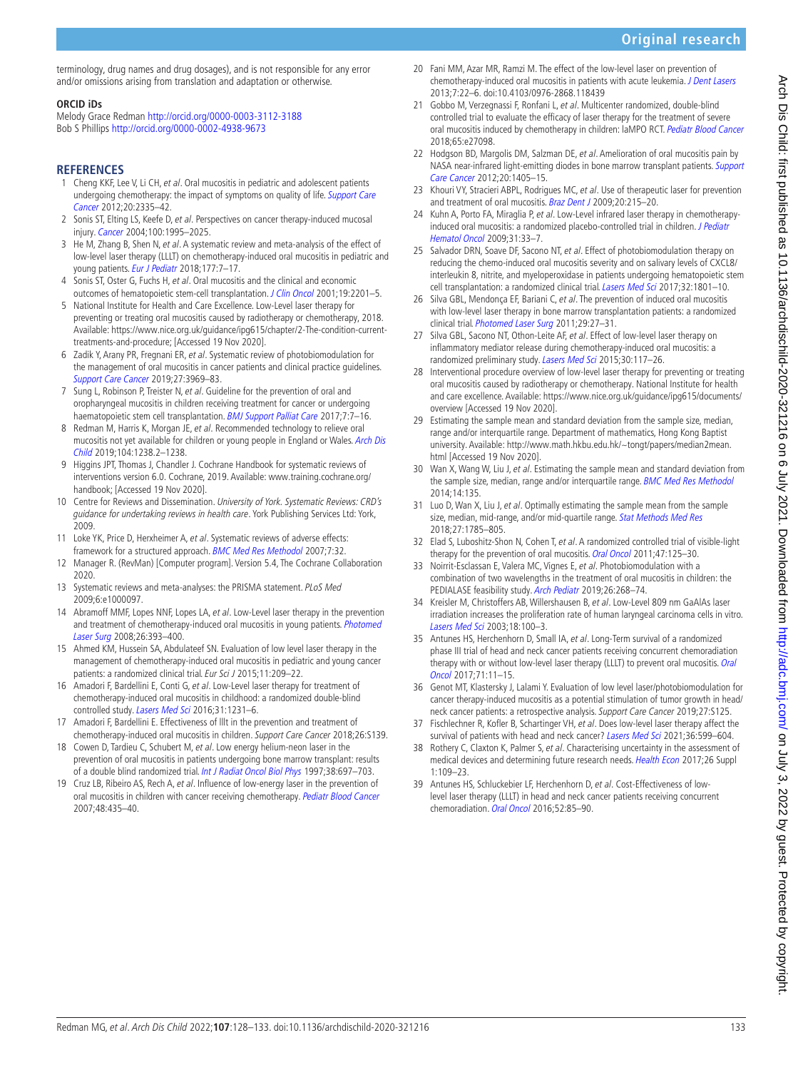terminology, drug names and drug dosages), and is not responsible for any error and/or omissions arising from translation and adaptation or otherwise.

**ORCID iDs**

Melody Grace Redman http://orcid.org/0000-0003-3112-3188
Bob S Phillips http://orcid.org/0000-0002-4938-9673

## REFERENCES

1. Cheng KKF, Lee V, Li CH, *et al*. Oral mucositis in pediatric and adolescent patients undergoing chemotherapy: the impact of symptoms on quality of life. *Support Care Cancer* 2012;20:2335–42.
2. Sonis ST, Elting LS, Keefe D, *et al*. Perspectives on cancer therapy-induced mucosal injury. *Cancer* 2004;100:1995–2025.
3. He M, Zhang B, Shen N, *et al*. A systematic review and meta-analysis of the effect of low-level laser therapy (LLLT) on chemotherapy-induced oral mucositis in pediatric and young patients. *Eur J Pediatr* 2018;177:7–17.
4. Sonis ST, Oster G, Fuchs H, *et al*. Oral mucositis and the clinical and economic outcomes of hematopoietic stem-cell transplantation. *J Clin Oncol* 2001;19:2201–5.
5. National Institute for Health and Care Excellence. Low-Level laser therapy for preventing or treating oral mucositis caused by radiotherapy or chemotherapy, 2018. Available: https://www.nice.org.uk/guidance/ipg615/chapter/2-The-condition-current-treatments-and-procedure; [Accessed 19 Nov 2020].
6. Zadik Y, Arany PR, Fregnani ER, *et al*. Systematic review of photobiomodulation for the management of oral mucositis in cancer patients and clinical practice guidelines. *Support Care Cancer* 2019;27:3969–83.
7. Sung L, Robinson P, Treister N, *et al*. Guideline for the prevention of oral and oropharyngeal mucositis in children receiving treatment for cancer or undergoing haematopoietic stem cell transplantation. *BMJ Support Palliat Care* 2017;7:7–16.
8. Redman M, Harris K, Morgan JE, *et al*. Recommended technology to relieve oral mucositis not yet available for children or young people in England or Wales. *Arch Dis Child* 2019;104:1238.2–1238.
9. Higgins JPT, Thomas J, Chandler J. Cochrane Handbook for systematic reviews of interventions version 6.0. Cochrane, 2019. Available: www.training.cochrane.org/handbook; [Accessed 19 Nov 2020].
10. Centre for Reviews and Dissemination. *University of York. Systematic Reviews: CRD's guidance for undertaking reviews in health care*. York Publishing Services Ltd: York, 2009.
11. Loke YK, Price D, Herxheimer A, *et al*. Systematic reviews of adverse effects: framework for a structured approach. *BMC Med Res Methodol* 2007;7:32.
12. Manager R. (RevMan) [Computer program]. Version 5.4, The Cochrane Collaboration 2020.
13. Systematic reviews and meta-analyses: the PRISMA statement. *PLoS Med* 2009;6:e1000097.
14. Abramoff MMF, Lopes NNF, Lopes LA, *et al*. Low-Level laser therapy in the prevention and treatment of chemotherapy-induced oral mucositis in young patients. *Photomed Laser Surg* 2008;26:393–400.
15. Ahmed KM, Hussein SA, Abdulateef SN. Evaluation of low level laser therapy in the management of chemotherapy-induced oral mucositis in pediatric and young cancer patients: a randomized clinical trial. *Eur Sci J* 2015;11:209–22.
16. Amadori F, Bardellini E, Conti G, *et al*. Low-Level laser therapy for treatment of chemotherapy-induced oral mucositis in childhood: a randomized double-blind controlled study. *Lasers Med Sci* 2016;31:1231–6.
17. Amadori F, Bardellini E. Effectiveness of lllt in the prevention and treatment of chemotherapy-induced oral mucositis in children. *Support Care Cancer* 2018;26:S139.
18. Cowen D, Tardieu C, Schubert M, *et al*. Low energy helium-neon laser in the prevention of oral mucositis in patients undergoing bone marrow transplant: results of a double blind randomized trial. *Int J Radiat Oncol Biol Phys* 1997;38:697–703.
19. Cruz LB, Ribeiro AS, Rech A, *et al*. Influence of low-energy laser in the prevention of oral mucositis in children with cancer receiving chemotherapy. *Pediatr Blood Cancer* 2007;48:435–40.
20. Fani MM, Azar MR, Ramzi M. The effect of the low-level laser on prevention of chemotherapy-induced oral mucositis in patients with acute leukemia. *J Dent Lasers* 2013;7:22–6. doi:10.4103/0976-2868.118439
21. Gobbo M, Verzegnassi F, Ronfani L, *et al*. Multicenter randomized, double-blind controlled trial to evaluate the efficacy of laser therapy for the treatment of severe oral mucositis induced by chemotherapy in children: laMPO RCT. *Pediatr Blood Cancer* 2018;65:e27098.
22. Hodgson BD, Margolis DM, Salzman DE, *et al*. Amelioration of oral mucositis pain by NASA near-infrared light-emitting diodes in bone marrow transplant patients. *Support Care Cancer* 2012;20:1405–15.
23. Khouri VY, Stracieri ABPL, Rodrigues MC, *et al*. Use of therapeutic laser for prevention and treatment of oral mucositis. *Braz Dent J* 2009;20:215–20.
24. Kuhn A, Porto FA, Miraglia P, *et al*. Low-Level infrared laser therapy in chemotherapy-induced oral mucositis: a randomized placebo-controlled trial in children. *J Pediatr Hematol Oncol* 2009;31:33–7.
25. Salvador DRN, Soave DF, Sacono NT, *et al*. Effect of photobiomodulation therapy on reducing the chemo-induced oral mucositis severity and on salivary levels of CXCL8/interleukin 8, nitrite, and myeloperoxidase in patients undergoing hematopoietic stem cell transplantation: a randomized clinical trial. *Lasers Med Sci* 2017;32:1801–10.
26. Silva GBL, Mendonça EF, Bariani C, *et al*. The prevention of induced oral mucositis with low-level laser therapy in bone marrow transplantation patients: a randomized clinical trial. *Photomed Laser Surg* 2011;29:27–31.
27. Silva GBL, Sacono NT, Othon-Leite AF, *et al*. Effect of low-level laser therapy on inflammatory mediator release during chemotherapy-induced oral mucositis: a randomized preliminary study. *Lasers Med Sci* 2015;30:117–26.
28. Interventional procedure overview of low-level laser therapy for preventing or treating oral mucositis caused by radiotherapy or chemotherapy. National Institute for health and care excellence. Available: https://www.nice.org.uk/guidance/ipg615/documents/overview [Accessed 19 Nov 2020].
29. Estimating the sample mean and standard deviation from the sample size, median, range and/or interquartile range. Department of mathematics, Hong Kong Baptist university. Available: http://www.math.hkbu.edu.hk/~tongt/papers/median2mean.html [Accessed 19 Nov 2020].
30. Wan X, Wang W, Liu J, *et al*. Estimating the sample mean and standard deviation from the sample size, median, range and/or interquartile range. *BMC Med Res Methodol* 2014;14:135.
31. Luo D, Wan X, Liu J, *et al*. Optimally estimating the sample mean from the sample size, median, mid-range, and/or mid-quartile range. *Stat Methods Med Res* 2018;27:1785–805.
32. Elad S, Luboshitz-Shon N, Cohen T, *et al*. A randomized controlled trial of visible-light therapy for the prevention of oral mucositis. *Oral Oncol* 2011;47:125–30.
33. Noirrit-Esclassan E, Valera MC, Vignes E, *et al*. Photobiomodulation with a combination of two wavelengths in the treatment of oral mucositis in children: the PEDIALASE feasibility study. *Arch Pediatr* 2019;26:268–74.
34. Kreisler M, Christoffers AB, Willershausen B, *et al*. Low-Level 809 nm GaAlAs laser irradiation increases the proliferation rate of human laryngeal carcinoma cells in vitro. *Lasers Med Sci* 2003;18:100–3.
35. Antunes HS, Herchenhorn D, Small IA, *et al*. Long-Term survival of a randomized phase III trial of head and neck cancer patients receiving concurrent chemoradiation therapy with or without low-level laser therapy (LLLT) to prevent oral mucositis. *Oral Oncol* 2017;71:11–15.
36. Genot MT, Klastersky J, Lalami Y. Evaluation of low level laser/photobiomodulation for cancer therapy-induced mucositis as a potential stimulation of tumor growth in head/neck cancer patients: a retrospective analysis. *Support Care Cancer* 2019;27:S125.
37. Fischlechner R, Kofler B, Schartinger VH, *et al*. Does low-level laser therapy affect the survival of patients with head and neck cancer? *Lasers Med Sci* 2021;36:599–604.
38. Rothery C, Claxton K, Palmer S, *et al*. Characterising uncertainty in the assessment of medical devices and determining future research needs. *Health Econ* 2017;26 Suppl 1:109–23.
39. Antunes HS, Schluckebier LF, Herchenhorn D, *et al*. Cost-Effectiveness of low-level laser therapy (LLLT) in head and neck cancer patients receiving concurrent chemoradiation. *Oral Oncol* 2016;52:85–90.